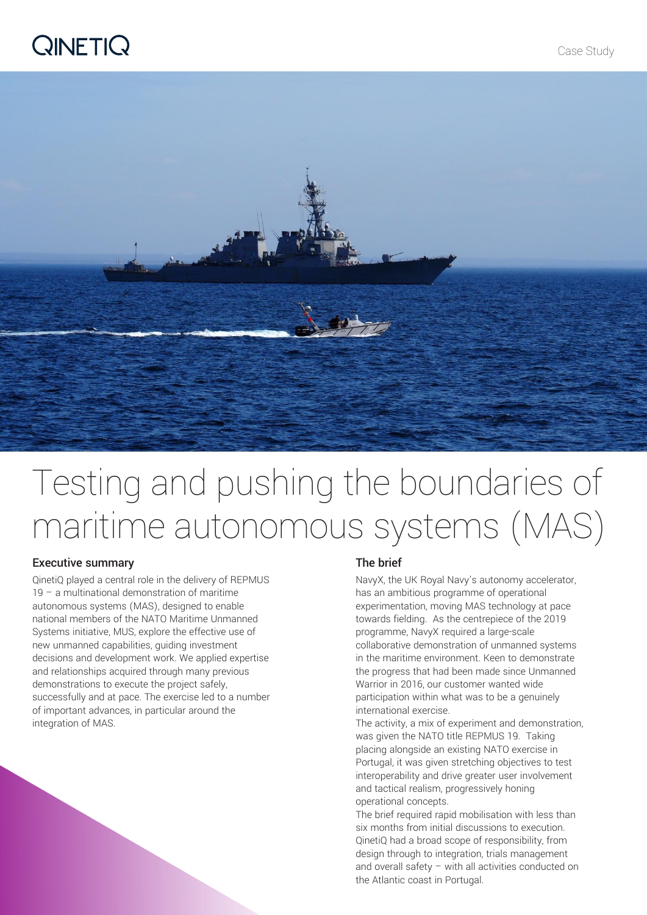QINETIQ

Case Study

# Testing and pushing the boundaries of maritime autonomous systems (MAS)

## Executive summary

QinetiQ played a central role in the delivery of REPMUS 19 – a multinational demonstration of maritime autonomous systems (MAS), designed to enable national members of the NATO Maritime Unmanned Systems initiative, MUS, explore the effective use of new unmanned capabilities, guiding investment decisions and development work. We applied expertise and relationships acquired through many previous demonstrations to execute the project safely, successfully and at pace. The exercise led to a number of important advances, in particular around the integration of MAS.

## The brief

NavyX, the UK Royal Navy's autonomy accelerator, has an ambitious programme of operational experimentation, moving MAS technology at pace towards fielding. As the centrepiece of the 2019 programme, NavyX required a large-scale collaborative demonstration of unmanned systems in the maritime environment. Keen to demonstrate the progress that had been made since Unmanned Warrior in 2016, our customer wanted wide participation within what was to be a genuinely international exercise.

The activity, a mix of experiment and demonstration, was given the NATO title REPMUS 19. Taking placing alongside an existing NATO exercise in Portugal, it was given stretching objectives to test interoperability and drive greater user involvement and tactical realism, progressively honing operational concepts.

The brief required rapid mobilisation with less than six months from initial discussions to execution. QinetiQ had a broad scope of responsibility, from design through to integration, trials management and overall safety – with all activities conducted on the Atlantic coast in Portugal.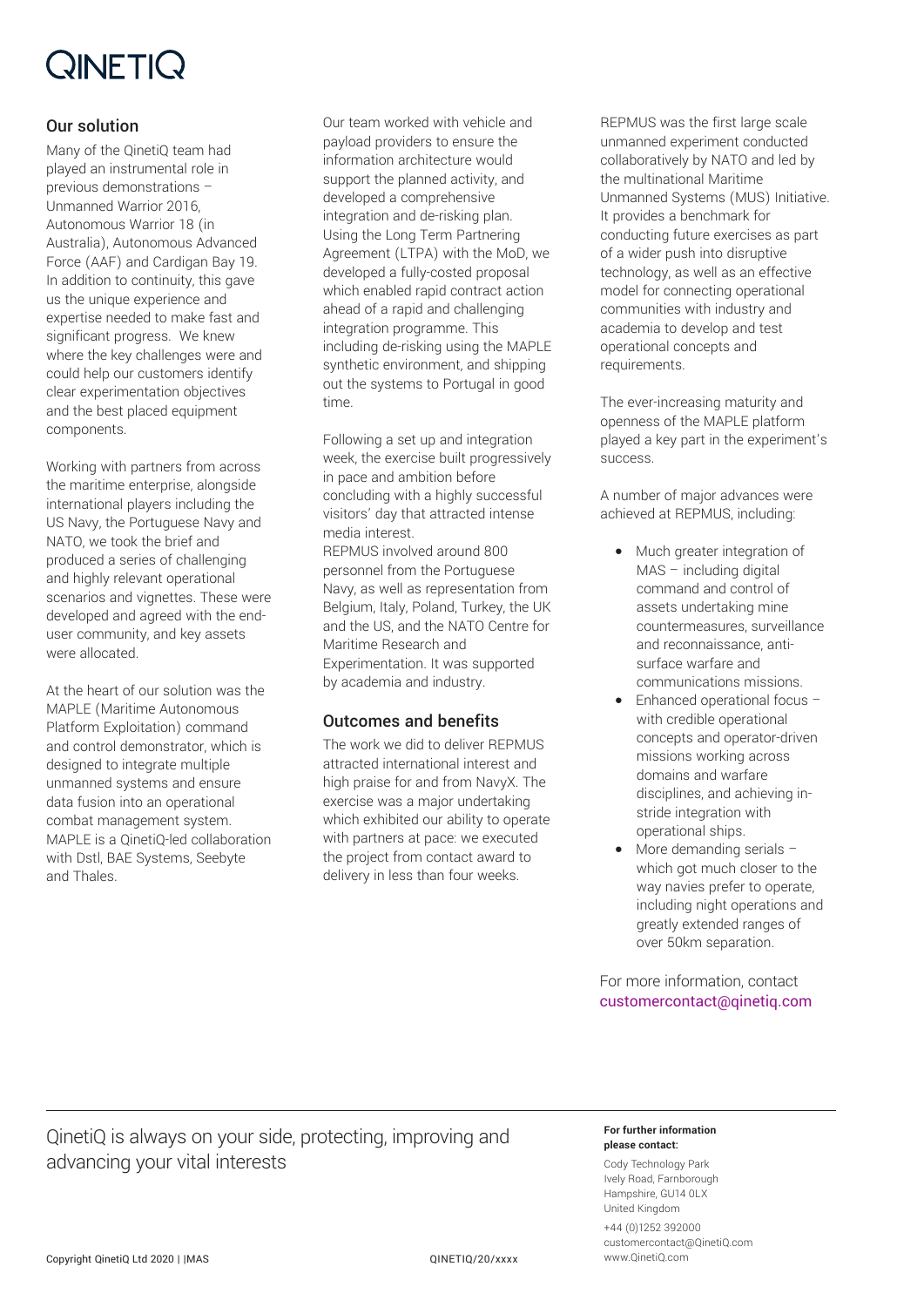## Our solution

Many of the QinetiQ team had played an instrumental role in previous demonstrations – Unmanned Warrior 2016, Autonomous Warrior 18 (in Australia), Autonomous Advanced Force (AAF) and Cardigan Bay 19. In addition to continuity, this gave us the unique experience and expertise needed to make fast and significant progress. We knew where the key challenges were and could help our customers identify clear experimentation objectives and the best placed equipment components.

Working with partners from across the maritime enterprise, alongside international players including the US Navy, the Portuguese Navy and NATO, we took the brief and produced a series of challenging and highly relevant operational scenarios and vignettes. These were developed and agreed with the end-user community, and key assets were allocated.

At the heart of our solution was the MAPLE (Maritime Autonomous Platform Exploitation) command and control demonstrator, which is designed to integrate multiple unmanned systems and ensure data fusion into an operational combat management system. MAPLE is a QinetiQ-led collaboration with Dstl, BAE Systems, Seebyte and Thales.

Our team worked with vehicle and payload providers to ensure the information architecture would support the planned activity, and developed a comprehensive integration and de-risking plan. Using the Long Term Partnering Agreement (LTPA) with the MoD, we developed a fully-costed proposal which enabled rapid contract action ahead of a rapid and challenging integration programme. This including de-risking using the MAPLE synthetic environment, and shipping out the systems to Portugal in good time.

Following a set up and integration week, the exercise built progressively in pace and ambition before concluding with a highly successful visitors' day that attracted intense media interest.
REPMUS involved around 800 personnel from the Portuguese Navy, as well as representation from Belgium, Italy, Poland, Turkey, the UK and the US, and the NATO Centre for Maritime Research and Experimentation. It was supported by academia and industry.

## Outcomes and benefits

The work we did to deliver REPMUS attracted international interest and high praise for and from NavyX. The exercise was a major undertaking which exhibited our ability to operate with partners at pace: we executed the project from contact award to delivery in less than four weeks.

REPMUS was the first large scale unmanned experiment conducted collaboratively by NATO and led by the multinational Maritime Unmanned Systems (MUS) Initiative. It provides a benchmark for conducting future exercises as part of a wider push into disruptive technology, as well as an effective model for connecting operational communities with industry and academia to develop and test operational concepts and requirements.

The ever-increasing maturity and openness of the MAPLE platform played a key part in the experiment's success.

A number of major advances were achieved at REPMUS, including:

- Much greater integration of MAS – including digital command and control of assets undertaking mine countermeasures, surveillance and reconnaissance, anti-surface warfare and communications missions.
- Enhanced operational focus – with credible operational concepts and operator-driven missions working across domains and warfare disciplines, and achieving in-stride integration with operational ships.
- More demanding serials – which got much closer to the way navies prefer to operate, including night operations and greatly extended ranges of over 50km separation.

For more information, contact customercontact@qinetiq.com

QinetiQ is always on your side, protecting, improving and advancing your vital interests

**For further information please contact:**

Cody Technology Park
Ively Road, Farnborough
Hampshire, GU14 0LX
United Kingdom

+44 (0)1252 392000
customercontact@QinetiQ.com
www.QinetiQ.com

Copyright QinetiQ Ltd 2020 | |MAS

QINETIQ/20/xxxx